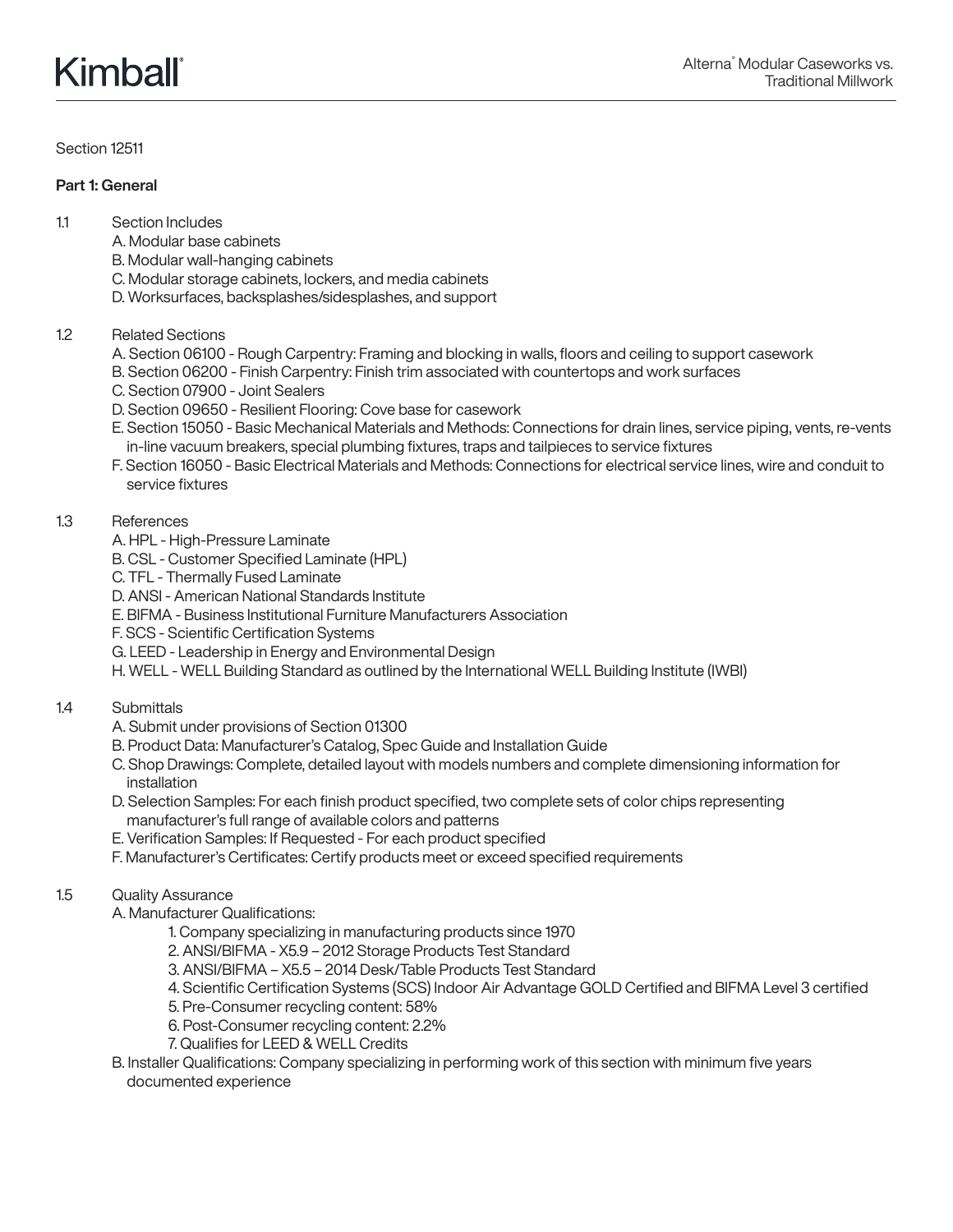Section 12511

## Part 1: General

1.1 Section Includes

A. Modular base cabinets
B. Modular wall-hanging cabinets
C. Modular storage cabinets, lockers, and media cabinets
D. Worksurfaces, backsplashes/sidesplashes, and support

1.2 Related Sections

A. Section 06100 - Rough Carpentry: Framing and blocking in walls, floors and ceiling to support casework
B. Section 06200 - Finish Carpentry: Finish trim associated with countertops and work surfaces
C. Section 07900 - Joint Sealers
D. Section 09650 - Resilient Flooring: Cove base for casework
E. Section 15050 - Basic Mechanical Materials and Methods: Connections for drain lines, service piping, vents, re-vents in-line vacuum breakers, special plumbing fixtures, traps and tailpieces to service fixtures
F. Section 16050 - Basic Electrical Materials and Methods: Connections for electrical service lines, wire and conduit to service fixtures

1.3 References

A. HPL - High-Pressure Laminate
B. CSL - Customer Specified Laminate (HPL)
C. TFL - Thermally Fused Laminate
D. ANSI - American National Standards Institute
E. BIFMA - Business Institutional Furniture Manufacturers Association
F. SCS - Scientific Certification Systems
G. LEED - Leadership in Energy and Environmental Design
H. WELL - WELL Building Standard as outlined by the International WELL Building Institute (IWBI)

1.4 Submittals

A. Submit under provisions of Section 01300
B. Product Data: Manufacturer's Catalog, Spec Guide and Installation Guide
C. Shop Drawings: Complete, detailed layout with models numbers and complete dimensioning information for installation
D. Selection Samples: For each finish product specified, two complete sets of color chips representing manufacturer's full range of available colors and patterns
E. Verification Samples: If Requested - For each product specified
F. Manufacturer's Certificates: Certify products meet or exceed specified requirements

1.5 Quality Assurance

A. Manufacturer Qualifications:

1. Company specializing in manufacturing products since 1970
2. ANSI/BIFMA - X5.9 – 2012 Storage Products Test Standard
3. ANSI/BIFMA – X5.5 – 2014 Desk/Table Products Test Standard
4. Scientific Certification Systems (SCS) Indoor Air Advantage GOLD Certified and BIFMA Level 3 certified
5. Pre-Consumer recycling content: 58%
6. Post-Consumer recycling content: 2.2%
7. Qualifies for LEED & WELL Credits

B. Installer Qualifications: Company specializing in performing work of this section with minimum five years documented experience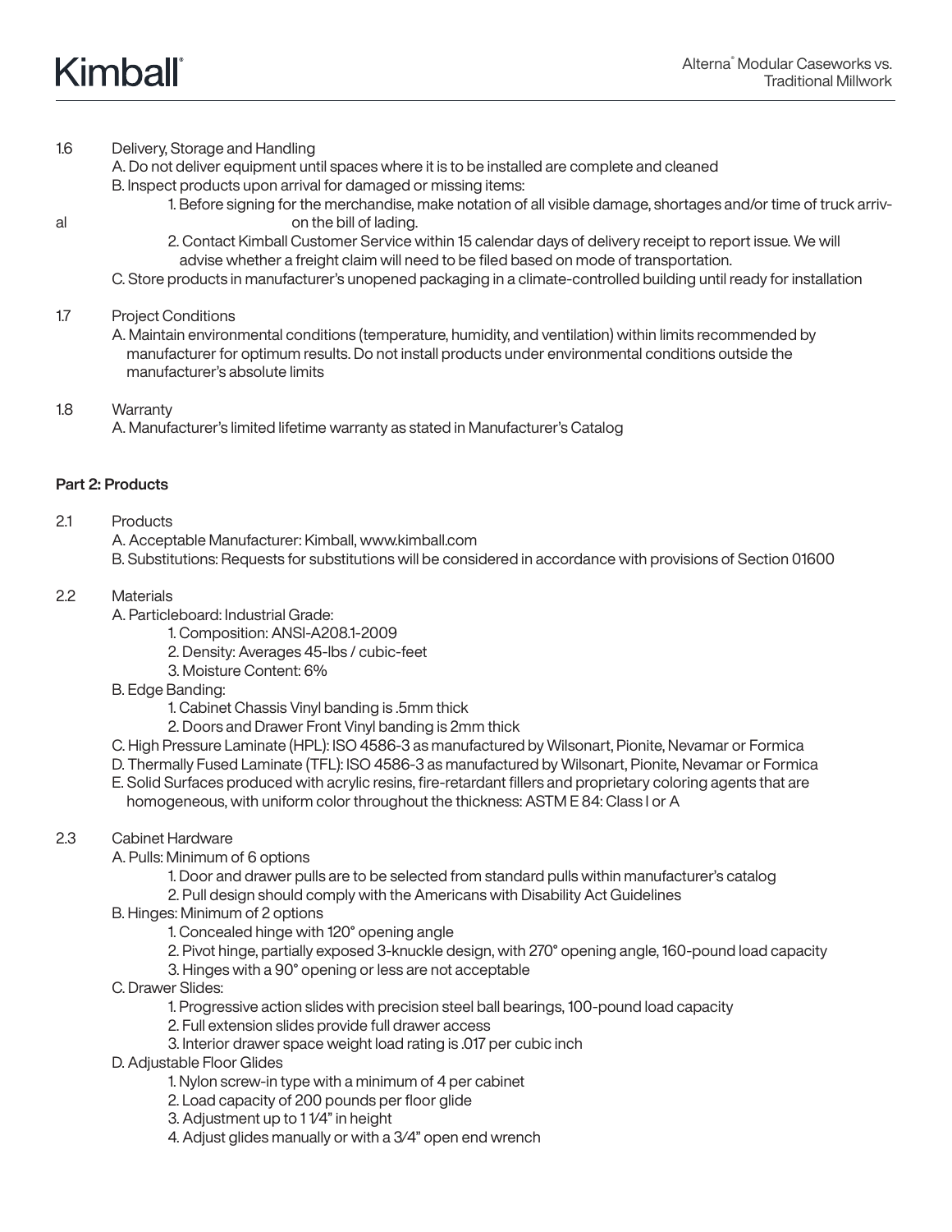1.6 Delivery, Storage and Handling

A. Do not deliver equipment until spaces where it is to be installed are complete and cleaned

B. Inspect products upon arrival for damaged or missing items:

1. Before signing for the merchandise, make notation of all visible damage, shortages and/or time of truck arrival on the bill of lading.
2. Contact Kimball Customer Service within 15 calendar days of delivery receipt to report issue. We will advise whether a freight claim will need to be filed based on mode of transportation.

C. Store products in manufacturer's unopened packaging in a climate-controlled building until ready for installation

1.7 Project Conditions

A. Maintain environmental conditions (temperature, humidity, and ventilation) within limits recommended by manufacturer for optimum results. Do not install products under environmental conditions outside the manufacturer's absolute limits

1.8 Warranty

A. Manufacturer's limited lifetime warranty as stated in Manufacturer's Catalog

**Part 2: Products**

2.1 Products

A. Acceptable Manufacturer: Kimball, www.kimball.com

B. Substitutions: Requests for substitutions will be considered in accordance with provisions of Section 01600

2.2 Materials

A. Particleboard: Industrial Grade:

1. Composition: ANSI-A208.1-2009
2. Density: Averages 45-lbs / cubic-feet
3. Moisture Content: 6%

B. Edge Banding:

1. Cabinet Chassis Vinyl banding is .5mm thick
2. Doors and Drawer Front Vinyl banding is 2mm thick

C. High Pressure Laminate (HPL): ISO 4586-3 as manufactured by Wilsonart, Pionite, Nevamar or Formica

D. Thermally Fused Laminate (TFL): ISO 4586-3 as manufactured by Wilsonart, Pionite, Nevamar or Formica

E. Solid Surfaces produced with acrylic resins, fire-retardant fillers and proprietary coloring agents that are homogeneous, with uniform color throughout the thickness: ASTM E 84: Class I or A

2.3 Cabinet Hardware

A. Pulls: Minimum of 6 options

1. Door and drawer pulls are to be selected from standard pulls within manufacturer's catalog
2. Pull design should comply with the Americans with Disability Act Guidelines

B. Hinges: Minimum of 2 options

1. Concealed hinge with 120° opening angle
2. Pivot hinge, partially exposed 3-knuckle design, with 270° opening angle, 160-pound load capacity
3. Hinges with a 90° opening or less are not acceptable

C. Drawer Slides:

1. Progressive action slides with precision steel ball bearings, 100-pound load capacity
2. Full extension slides provide full drawer access
3. Interior drawer space weight load rating is .017 per cubic inch

D. Adjustable Floor Glides

1. Nylon screw-in type with a minimum of 4 per cabinet
2. Load capacity of 200 pounds per floor glide
3. Adjustment up to 1 1⁄4" in height
4. Adjust glides manually or with a 3⁄4" open end wrench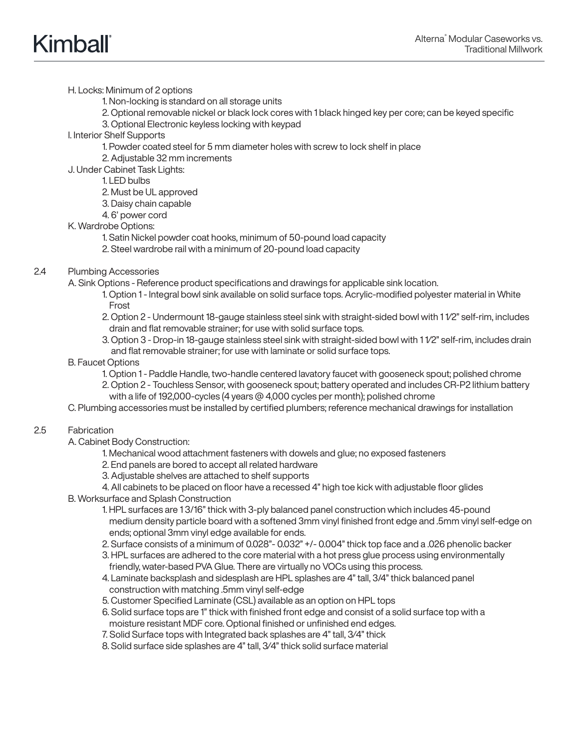H. Locks: Minimum of 2 options

1. Non-locking is standard on all storage units
2. Optional removable nickel or black lock cores with 1 black hinged key per core; can be keyed specific
3. Optional Electronic keyless locking with keypad

I. Interior Shelf Supports

1. Powder coated steel for 5 mm diameter holes with screw to lock shelf in place
2. Adjustable 32 mm increments

J. Under Cabinet Task Lights:

1. LED bulbs
2. Must be UL approved
3. Daisy chain capable
4. 6' power cord

K. Wardrobe Options:

1. Satin Nickel powder coat hooks, minimum of 50-pound load capacity
2. Steel wardrobe rail with a minimum of 20-pound load capacity

2.4 Plumbing Accessories

A. Sink Options - Reference product specifications and drawings for applicable sink location.

1. Option 1 - Integral bowl sink available on solid surface tops. Acrylic-modified polyester material in White Frost
2. Option 2 - Undermount 18-gauge stainless steel sink with straight-sided bowl with 1 1⁄2" self-rim, includes drain and flat removable strainer; for use with solid surface tops.
3. Option 3 - Drop-in 18-gauge stainless steel sink with straight-sided bowl with 1 1⁄2" self-rim, includes drain and flat removable strainer; for use with laminate or solid surface tops.

B. Faucet Options

1. Option 1 - Paddle Handle, two-handle centered lavatory faucet with gooseneck spout; polished chrome
2. Option 2 - Touchless Sensor, with gooseneck spout; battery operated and includes CR-P2 lithium battery with a life of 192,000-cycles (4 years @ 4,000 cycles per month); polished chrome

C. Plumbing accessories must be installed by certified plumbers; reference mechanical drawings for installation

2.5 Fabrication

A. Cabinet Body Construction:

1. Mechanical wood attachment fasteners with dowels and glue; no exposed fasteners
2. End panels are bored to accept all related hardware
3. Adjustable shelves are attached to shelf supports
4. All cabinets to be placed on floor have a recessed 4" high toe kick with adjustable floor glides

B. Worksurface and Splash Construction

1. HPL surfaces are 1 3/16" thick with 3-ply balanced panel construction which includes 45-pound medium density particle board with a softened 3mm vinyl finished front edge and .5mm vinyl self-edge on ends; optional 3mm vinyl edge available for ends.
2. Surface consists of a minimum of 0.028"- 0.032" +/- 0.004" thick top face and a .026 phenolic backer
3. HPL surfaces are adhered to the core material with a hot press glue process using environmentally friendly, water-based PVA Glue. There are virtually no VOCs using this process.
4. Laminate backsplash and sidesplash are HPL splashes are 4" tall, 3/4" thick balanced panel construction with matching .5mm vinyl self-edge
5. Customer Specified Laminate (CSL) available as an option on HPL tops
6. Solid surface tops are 1" thick with finished front edge and consist of a solid surface top with a moisture resistant MDF core. Optional finished or unfinished end edges.
7. Solid Surface tops with Integrated back splashes are 4" tall, 3⁄4" thick
8. Solid surface side splashes are 4" tall, 3⁄4" thick solid surface material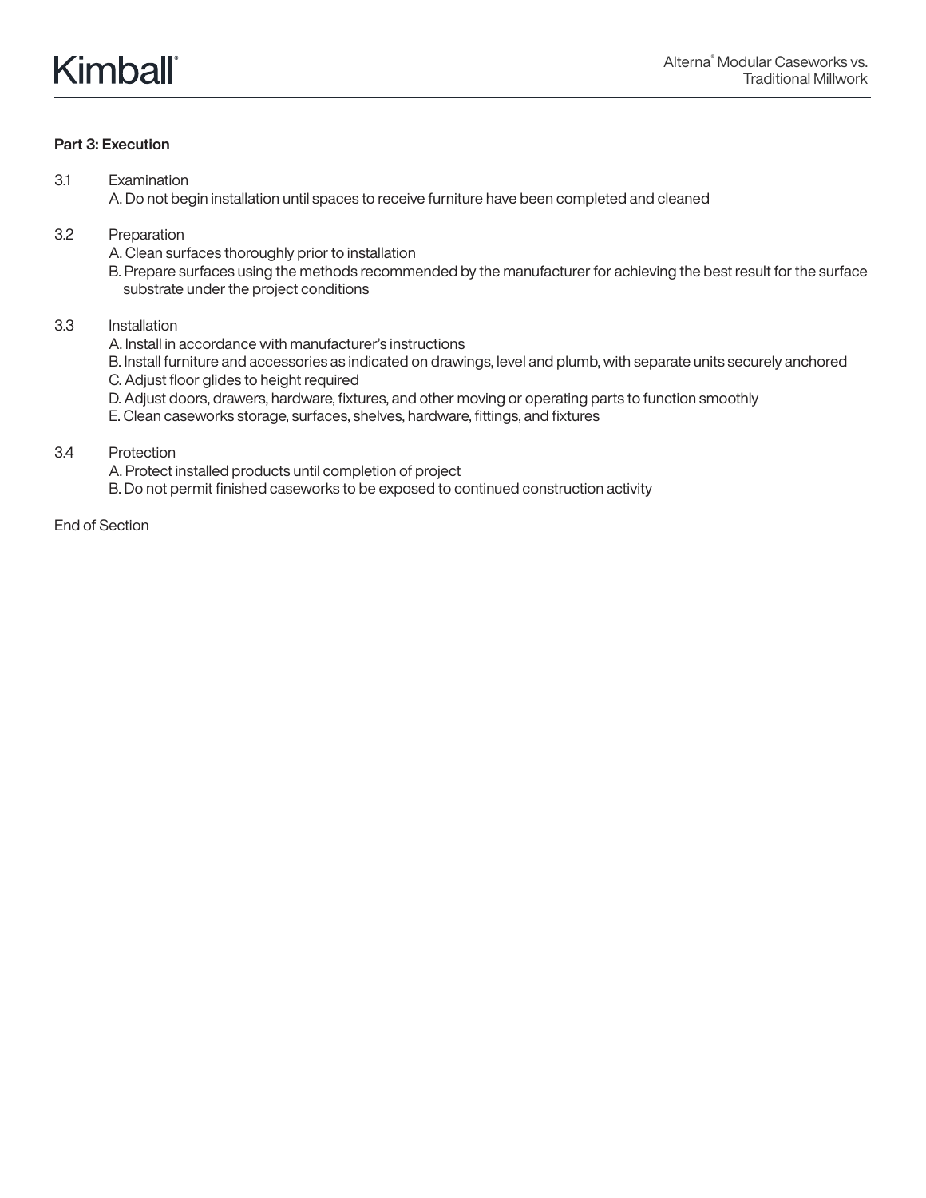**Part 3: Execution**

3.1 Examination

A. Do not begin installation until spaces to receive furniture have been completed and cleaned

3.2 Preparation

A. Clean surfaces thoroughly prior to installation

B. Prepare surfaces using the methods recommended by the manufacturer for achieving the best result for the surface substrate under the project conditions

3.3 Installation

A. Install in accordance with manufacturer's instructions

B. Install furniture and accessories as indicated on drawings, level and plumb, with separate units securely anchored

C. Adjust floor glides to height required

D. Adjust doors, drawers, hardware, fixtures, and other moving or operating parts to function smoothly

E. Clean caseworks storage, surfaces, shelves, hardware, fittings, and fixtures

3.4 Protection

A. Protect installed products until completion of project

B. Do not permit finished caseworks to be exposed to continued construction activity

End of Section